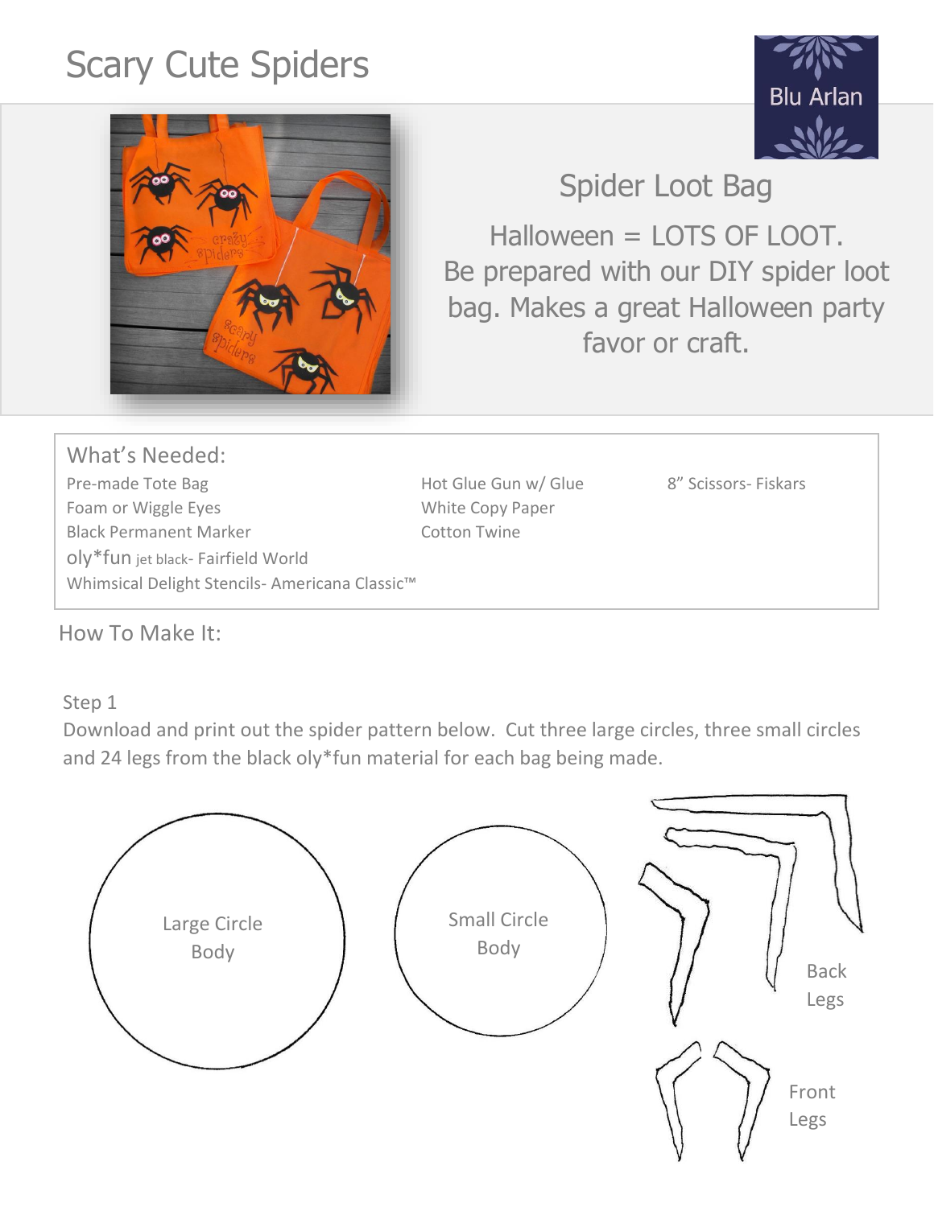# Scary Cute Spiders

Blu Arlan

## Spider Loot Bag

Halloween = LOTS OF LOOT.
Be prepared with our DIY spider loot bag. Makes a great Halloween party favor or craft.

### What's Needed:

- Pre-made Tote Bag
- Foam or Wiggle Eyes
- Black Permanent Marker
- oly*fun jet black- Fairfield World
- Whimsical Delight Stencils- Americana Classic™
- Hot Glue Gun w/ Glue
- White Copy Paper
- Cotton Twine
- 8" Scissors- Fiskars

### How To Make It:

Step 1

Download and print out the spider pattern below. Cut three large circles, three small circles and 24 legs from the black oly*fun material for each bag being made.

Large Circle Body

Small Circle Body

Back Legs

Front Legs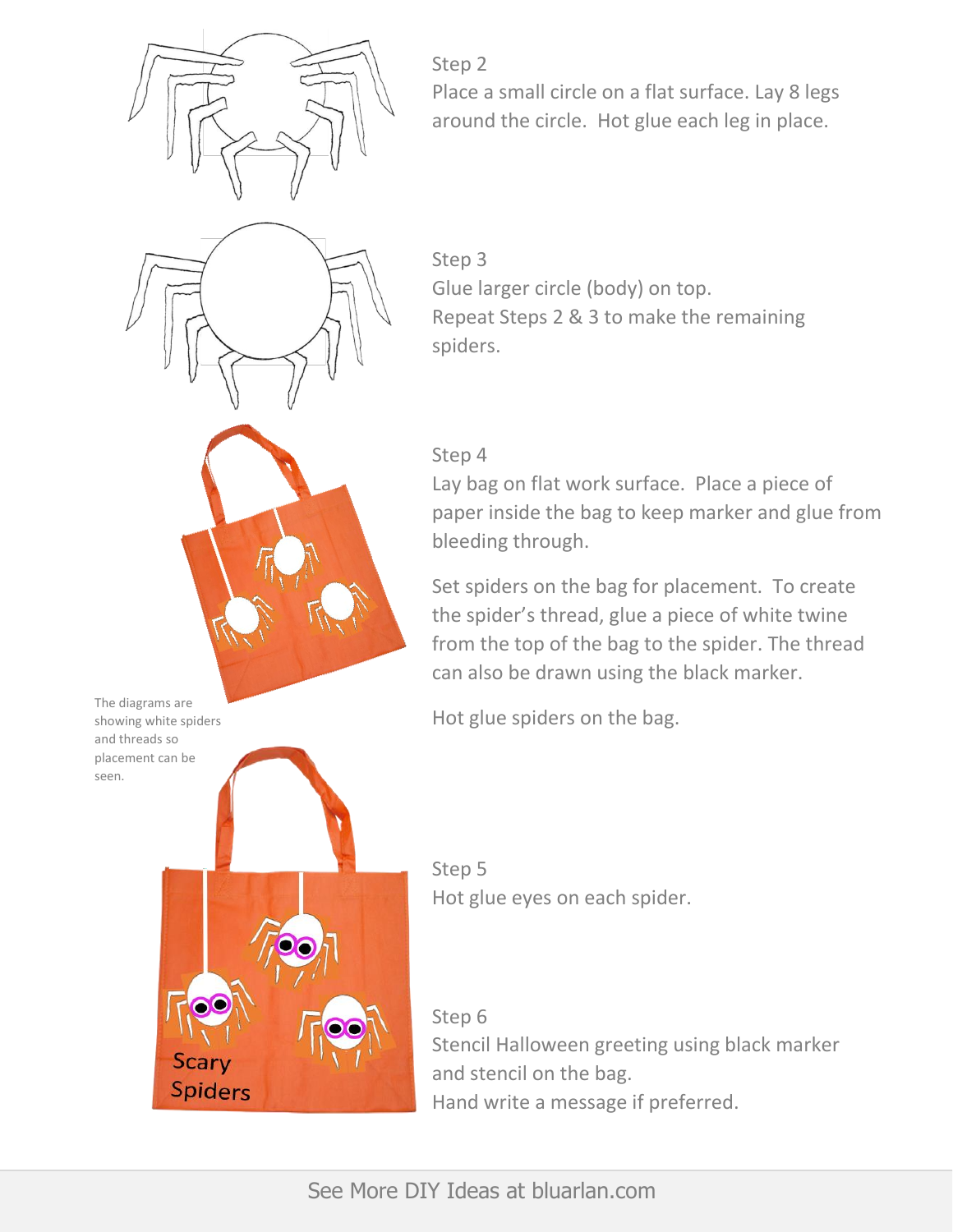Step 2

Place a small circle on a flat surface. Lay 8 legs around the circle. Hot glue each leg in place.

Step 3

Glue larger circle (body) on top.
Repeat Steps 2 & 3 to make the remaining spiders.

Step 4

Lay bag on flat work surface. Place a piece of paper inside the bag to keep marker and glue from bleeding through.

Set spiders on the bag for placement. To create the spider's thread, glue a piece of white twine from the top of the bag to the spider. The thread can also be drawn using the black marker.

Hot glue spiders on the bag.

The diagrams are showing white spiders and threads so placement can be seen.

Step 5

Hot glue eyes on each spider.

Step 6

Stencil Halloween greeting using black marker and stencil on the bag.
Hand write a message if preferred.

See More DIY Ideas at bluarlan.com